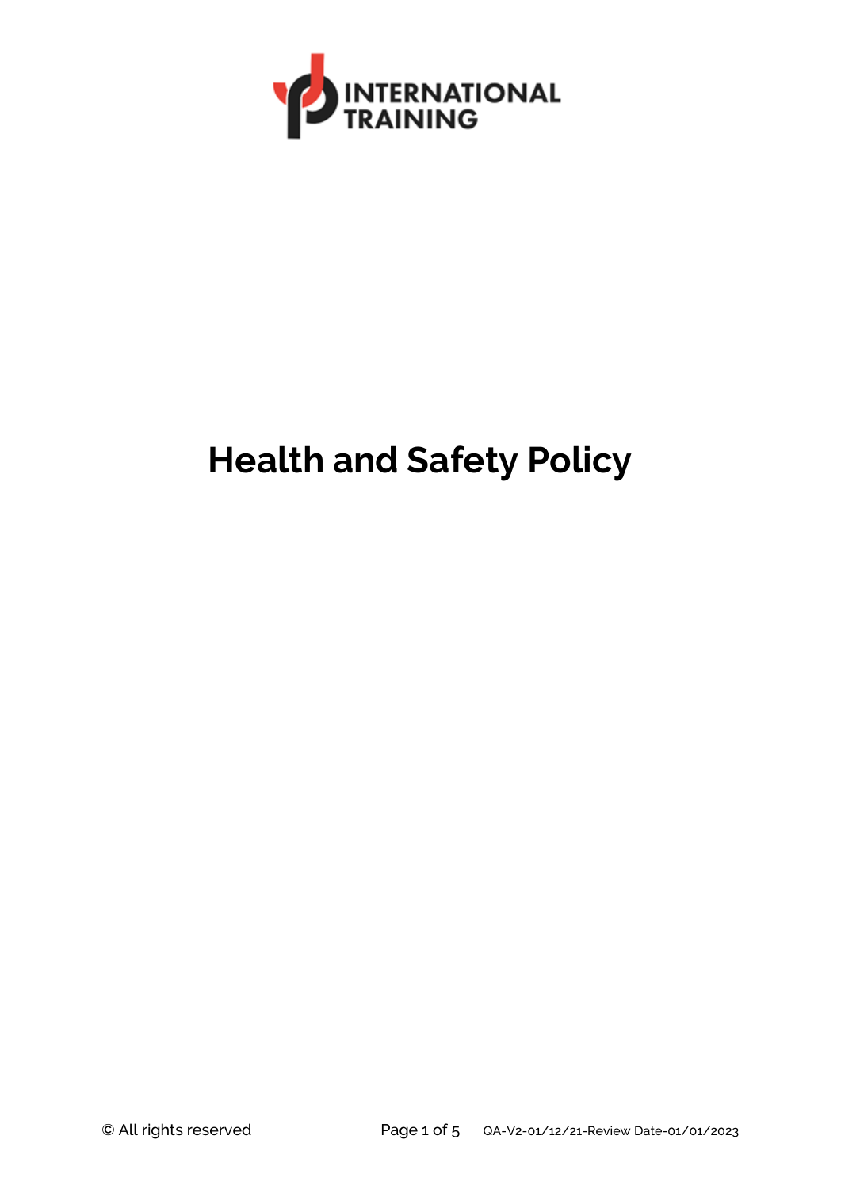INTERNATIONAL TRAINING

# Health and Safety Policy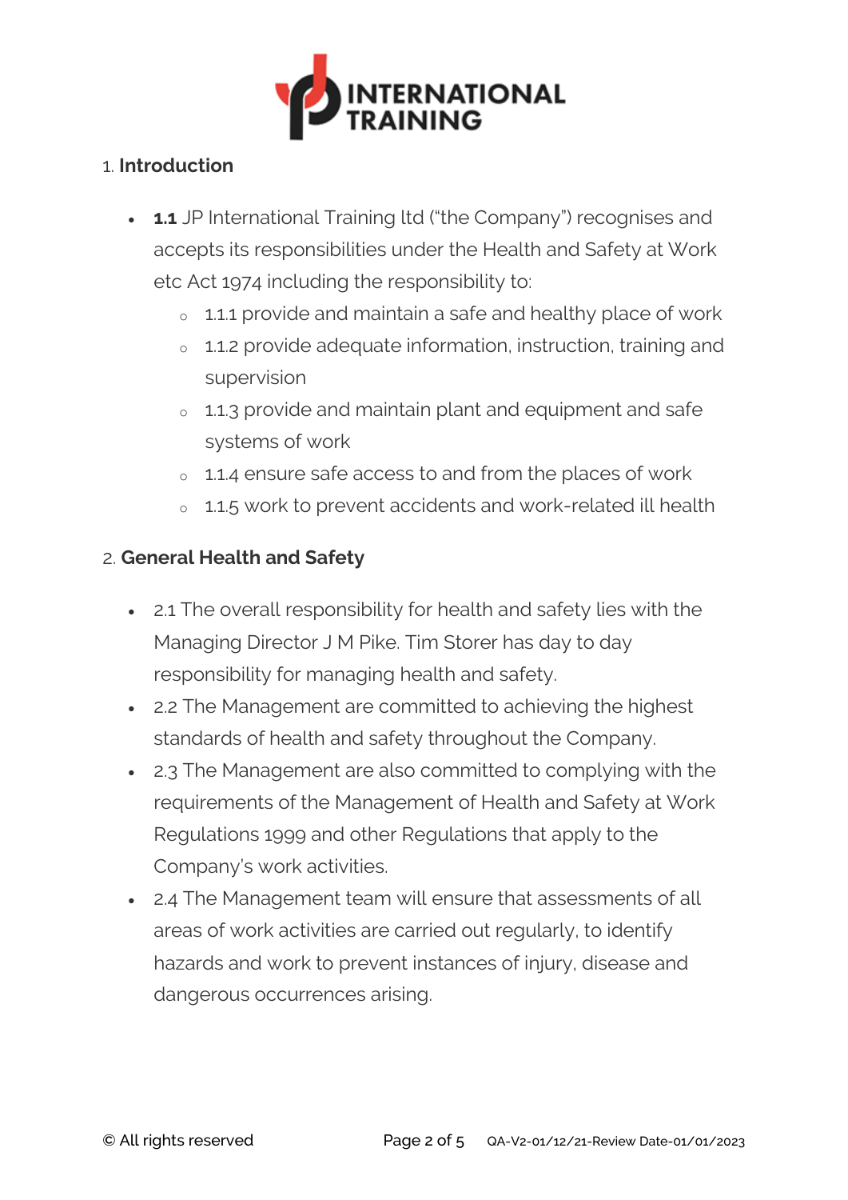## 1. Introduction

- **1.1** JP International Training ltd ("the Company") recognises and accepts its responsibilities under the Health and Safety at Work etc Act 1974 including the responsibility to:
  - 1.1.1 provide and maintain a safe and healthy place of work
  - 1.1.2 provide adequate information, instruction, training and supervision
  - 1.1.3 provide and maintain plant and equipment and safe systems of work
  - 1.1.4 ensure safe access to and from the places of work
  - 1.1.5 work to prevent accidents and work-related ill health

## 2. General Health and Safety

- 2.1 The overall responsibility for health and safety lies with the Managing Director J M Pike. Tim Storer has day to day responsibility for managing health and safety.
- 2.2 The Management are committed to achieving the highest standards of health and safety throughout the Company.
- 2.3 The Management are also committed to complying with the requirements of the Management of Health and Safety at Work Regulations 1999 and other Regulations that apply to the Company's work activities.
- 2.4 The Management team will ensure that assessments of all areas of work activities are carried out regularly, to identify hazards and work to prevent instances of injury, disease and dangerous occurrences arising.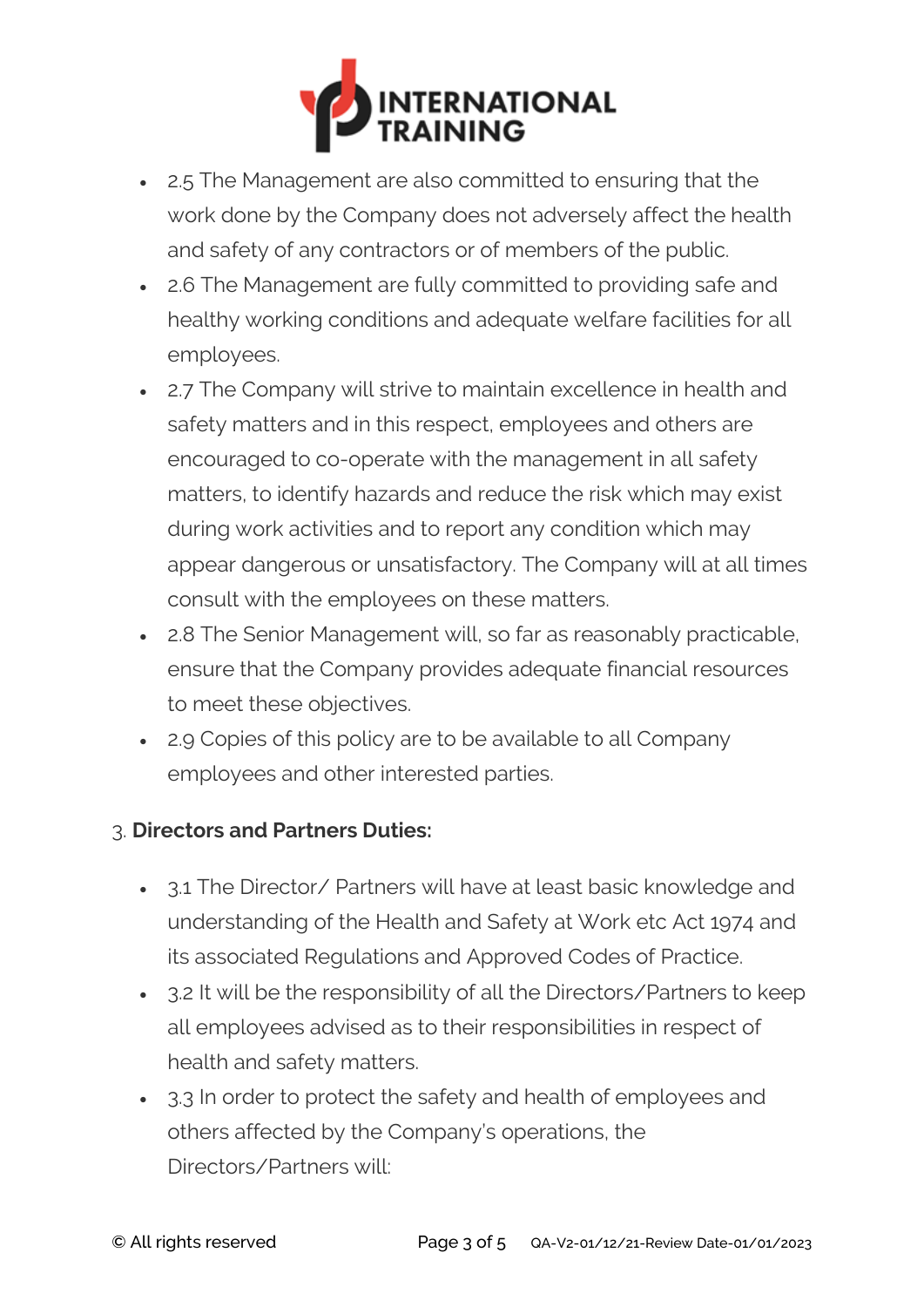- 2.5 The Management are also committed to ensuring that the work done by the Company does not adversely affect the health and safety of any contractors or of members of the public.
- 2.6 The Management are fully committed to providing safe and healthy working conditions and adequate welfare facilities for all employees.
- 2.7 The Company will strive to maintain excellence in health and safety matters and in this respect, employees and others are encouraged to co-operate with the management in all safety matters, to identify hazards and reduce the risk which may exist during work activities and to report any condition which may appear dangerous or unsatisfactory. The Company will at all times consult with the employees on these matters.
- 2.8 The Senior Management will, so far as reasonably practicable, ensure that the Company provides adequate financial resources to meet these objectives.
- 2.9 Copies of this policy are to be available to all Company employees and other interested parties.

3. **Directors and Partners Duties:**

- 3.1 The Director/ Partners will have at least basic knowledge and understanding of the Health and Safety at Work etc Act 1974 and its associated Regulations and Approved Codes of Practice.
- 3.2 It will be the responsibility of all the Directors/Partners to keep all employees advised as to their responsibilities in respect of health and safety matters.
- 3.3 In order to protect the safety and health of employees and others affected by the Company's operations, the Directors/Partners will: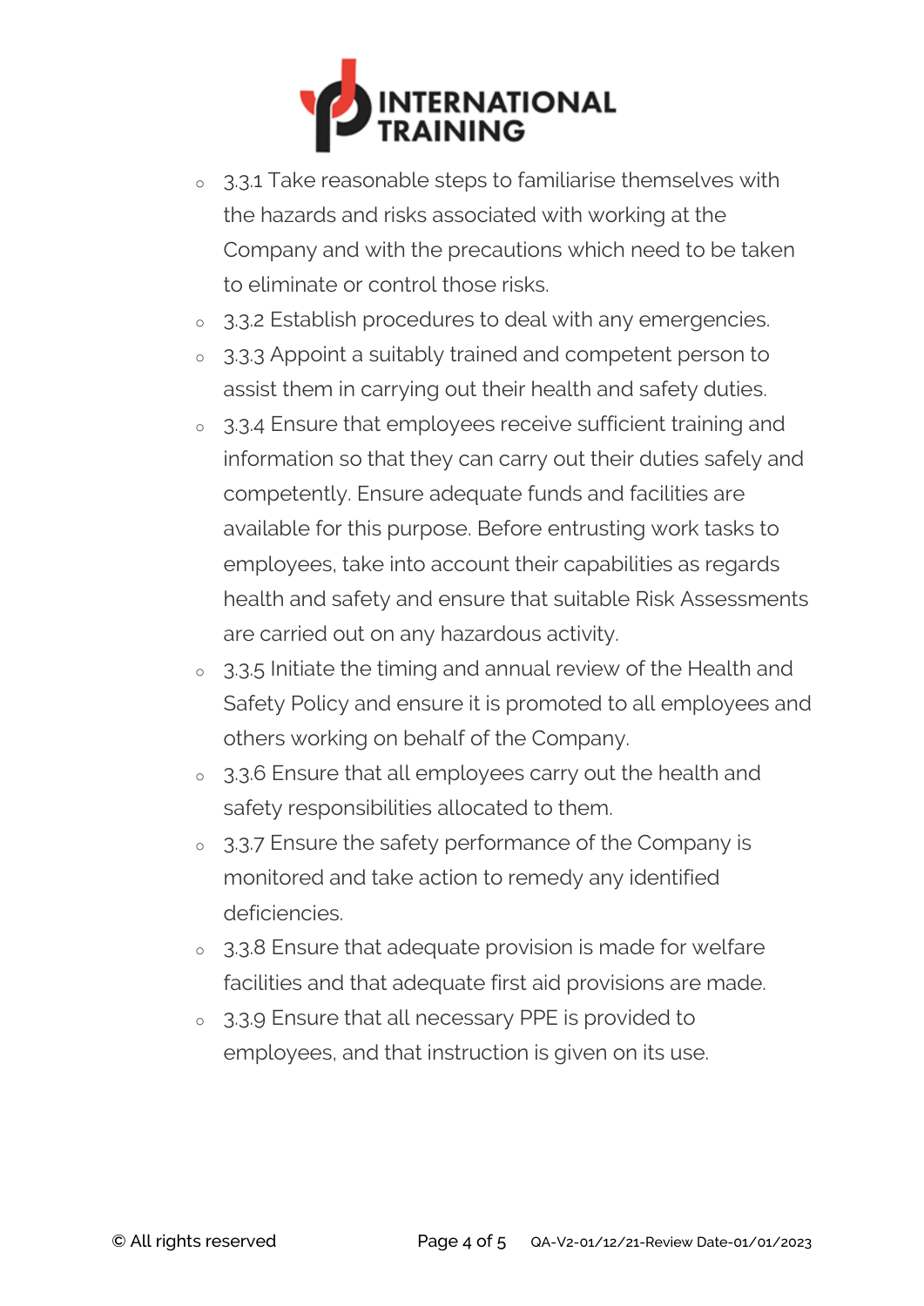- 3.3.1 Take reasonable steps to familiarise themselves with the hazards and risks associated with working at the Company and with the precautions which need to be taken to eliminate or control those risks.
- 3.3.2 Establish procedures to deal with any emergencies.
- 3.3.3 Appoint a suitably trained and competent person to assist them in carrying out their health and safety duties.
- 3.3.4 Ensure that employees receive sufficient training and information so that they can carry out their duties safely and competently. Ensure adequate funds and facilities are available for this purpose. Before entrusting work tasks to employees, take into account their capabilities as regards health and safety and ensure that suitable Risk Assessments are carried out on any hazardous activity.
- 3.3.5 Initiate the timing and annual review of the Health and Safety Policy and ensure it is promoted to all employees and others working on behalf of the Company.
- 3.3.6 Ensure that all employees carry out the health and safety responsibilities allocated to them.
- 3.3.7 Ensure the safety performance of the Company is monitored and take action to remedy any identified deficiencies.
- 3.3.8 Ensure that adequate provision is made for welfare facilities and that adequate first aid provisions are made.
- 3.3.9 Ensure that all necessary PPE is provided to employees, and that instruction is given on its use.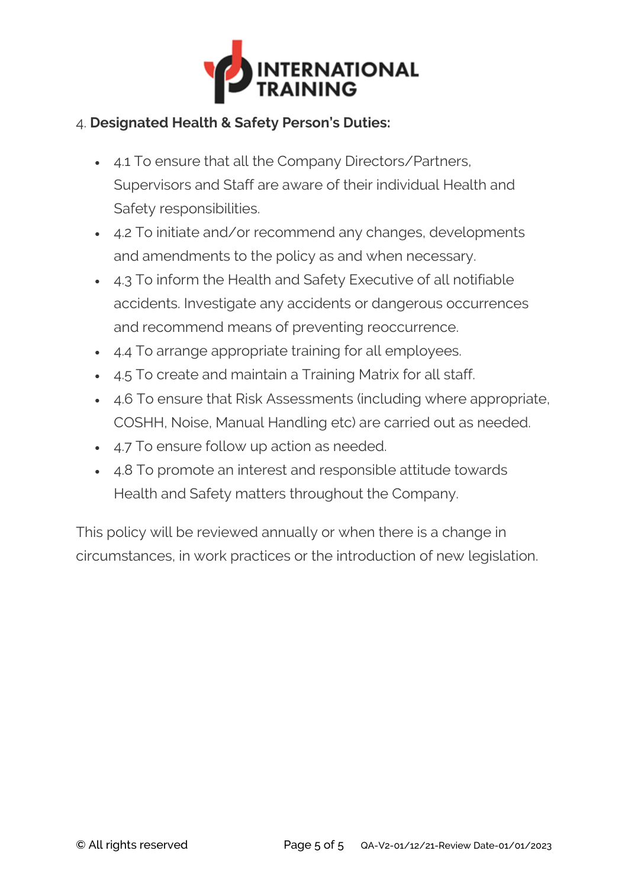4. **Designated Health & Safety Person's Duties:**

- 4.1 To ensure that all the Company Directors/Partners, Supervisors and Staff are aware of their individual Health and Safety responsibilities.
- 4.2 To initiate and/or recommend any changes, developments and amendments to the policy as and when necessary.
- 4.3 To inform the Health and Safety Executive of all notifiable accidents. Investigate any accidents or dangerous occurrences and recommend means of preventing reoccurrence.
- 4.4 To arrange appropriate training for all employees.
- 4.5 To create and maintain a Training Matrix for all staff.
- 4.6 To ensure that Risk Assessments (including where appropriate, COSHH, Noise, Manual Handling etc) are carried out as needed.
- 4.7 To ensure follow up action as needed.
- 4.8 To promote an interest and responsible attitude towards Health and Safety matters throughout the Company.

This policy will be reviewed annually or when there is a change in circumstances, in work practices or the introduction of new legislation.